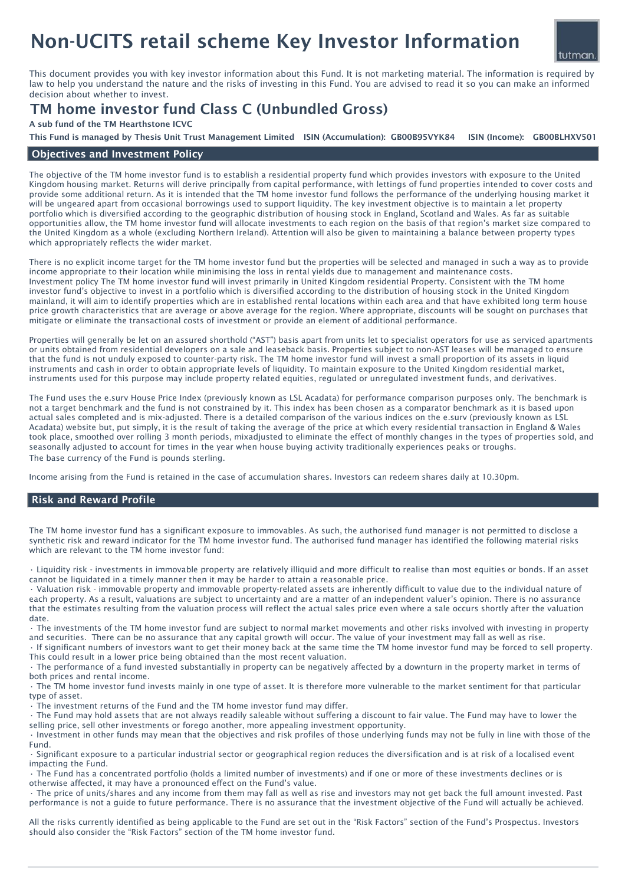# Non-UCITS retail scheme Key Investor Information

This document provides you with key investor information about this Fund. It is not marketing material. The information is required by law to help you understand the nature and the risks of investing in this Fund. You are advised to read it so you can make an informed decision about whether to invest.

## TM home investor fund Class C (Unbundled Gross)

**A sub fund of the TM Hearthstone ICVC**

**This Fund is managed by Thesis Unit Trust Management Limited ISIN (Accumulation): GB00B95VYK84 ISIN (Income): GB00BLHXV501**

### Objectives and Investment Policy

The objective of the TM home investor fund is to establish a residential property fund which provides investors with exposure to the United Kingdom housing market. Returns will derive principally from capital performance, with lettings of fund properties intended to cover costs and provide some additional return. As it is intended that the TM home investor fund follows the performance of the underlying housing market it will be ungeared apart from occasional borrowings used to support liquidity. The key investment objective is to maintain a let property portfolio which is diversified according to the geographic distribution of housing stock in England, Scotland and Wales. As far as suitable opportunities allow, the TM home investor fund will allocate investments to each region on the basis of that region's market size compared to the United Kingdom as a whole (excluding Northern Ireland). Attention will also be given to maintaining a balance between property types which appropriately reflects the wider market.

There is no explicit income target for the TM home investor fund but the properties will be selected and managed in such a way as to provide income appropriate to their location while minimising the loss in rental yields due to management and maintenance costs. Investment policy The TM home investor fund will invest primarily in United Kingdom residential Property. Consistent with the TM home investor fund's objective to invest in a portfolio which is diversified according to the distribution of housing stock in the United Kingdom mainland, it will aim to identify properties which are in established rental locations within each area and that have exhibited long term house price growth characteristics that are average or above average for the region. Where appropriate, discounts will be sought on purchases that mitigate or eliminate the transactional costs of investment or provide an element of additional performance.

Properties will generally be let on an assured shorthold ("AST") basis apart from units let to specialist operators for use as serviced apartments or units obtained from residential developers on a sale and leaseback basis. Properties subject to non-AST leases will be managed to ensure that the fund is not unduly exposed to counter-party risk. The TM home investor fund will invest a small proportion of its assets in liquid instruments and cash in order to obtain appropriate levels of liquidity. To maintain exposure to the United Kingdom residential market, instruments used for this purpose may include property related equities, regulated or unregulated investment funds, and derivatives.

The Fund uses the e.surv House Price Index (previously known as LSL Acadata) for performance comparison purposes only. The benchmark is not a target benchmark and the fund is not constrained by it. This index has been chosen as a comparator benchmark as it is based upon actual sales completed and is mix-adjusted. There is a detailed comparison of the various indices on the e.surv (previously known as LSL Acadata) website but, put simply, it is the result of taking the average of the price at which every residential transaction in England & Wales took place, smoothed over rolling 3 month periods, mixadjusted to eliminate the effect of monthly changes in the types of properties sold, and seasonally adjusted to account for times in the year when house buying activity traditionally experiences peaks or troughs.
The base currency of the Fund is pounds sterling.

Income arising from the Fund is retained in the case of accumulation shares. Investors can redeem shares daily at 10.30pm.

### Risk and Reward Profile

The TM home investor fund has a significant exposure to immovables. As such, the authorised fund manager is not permitted to disclose a synthetic risk and reward indicator for the TM home investor fund. The authorised fund manager has identified the following material risks which are relevant to the TM home investor fund:

- Liquidity risk - investments in immovable property are relatively illiquid and more difficult to realise than most equities or bonds. If an asset cannot be liquidated in a timely manner then it may be harder to attain a reasonable price.
- Valuation risk - immovable property and immovable property-related assets are inherently difficult to value due to the individual nature of each property. As a result, valuations are subject to uncertainty and are a matter of an independent valuer's opinion. There is no assurance that the estimates resulting from the valuation process will reflect the actual sales price even where a sale occurs shortly after the valuation date.
- The investments of the TM home investor fund are subject to normal market movements and other risks involved with investing in property and securities. There can be no assurance that any capital growth will occur. The value of your investment may fall as well as rise.
- If significant numbers of investors want to get their money back at the same time the TM home investor fund may be forced to sell property. This could result in a lower price being obtained than the most recent valuation.
- The performance of a fund invested substantially in property can be negatively affected by a downturn in the property market in terms of both prices and rental income.
- The TM home investor fund invests mainly in one type of asset. It is therefore more vulnerable to the market sentiment for that particular type of asset.
- The investment returns of the Fund and the TM home investor fund may differ.
- The Fund may hold assets that are not always readily saleable without suffering a discount to fair value. The Fund may have to lower the selling price, sell other investments or forego another, more appealing investment opportunity.
- Investment in other funds may mean that the objectives and risk profiles of those underlying funds may not be fully in line with those of the Fund.
- Significant exposure to a particular industrial sector or geographical region reduces the diversification and is at risk of a localised event impacting the Fund.
- The Fund has a concentrated portfolio (holds a limited number of investments) and if one or more of these investments declines or is otherwise affected, it may have a pronounced effect on the Fund's value.
- The price of units/shares and any income from them may fall as well as rise and investors may not get back the full amount invested. Past performance is not a guide to future performance. There is no assurance that the investment objective of the Fund will actually be achieved.

All the risks currently identified as being applicable to the Fund are set out in the "Risk Factors" section of the Fund's Prospectus. Investors should also consider the "Risk Factors" section of the TM home investor fund.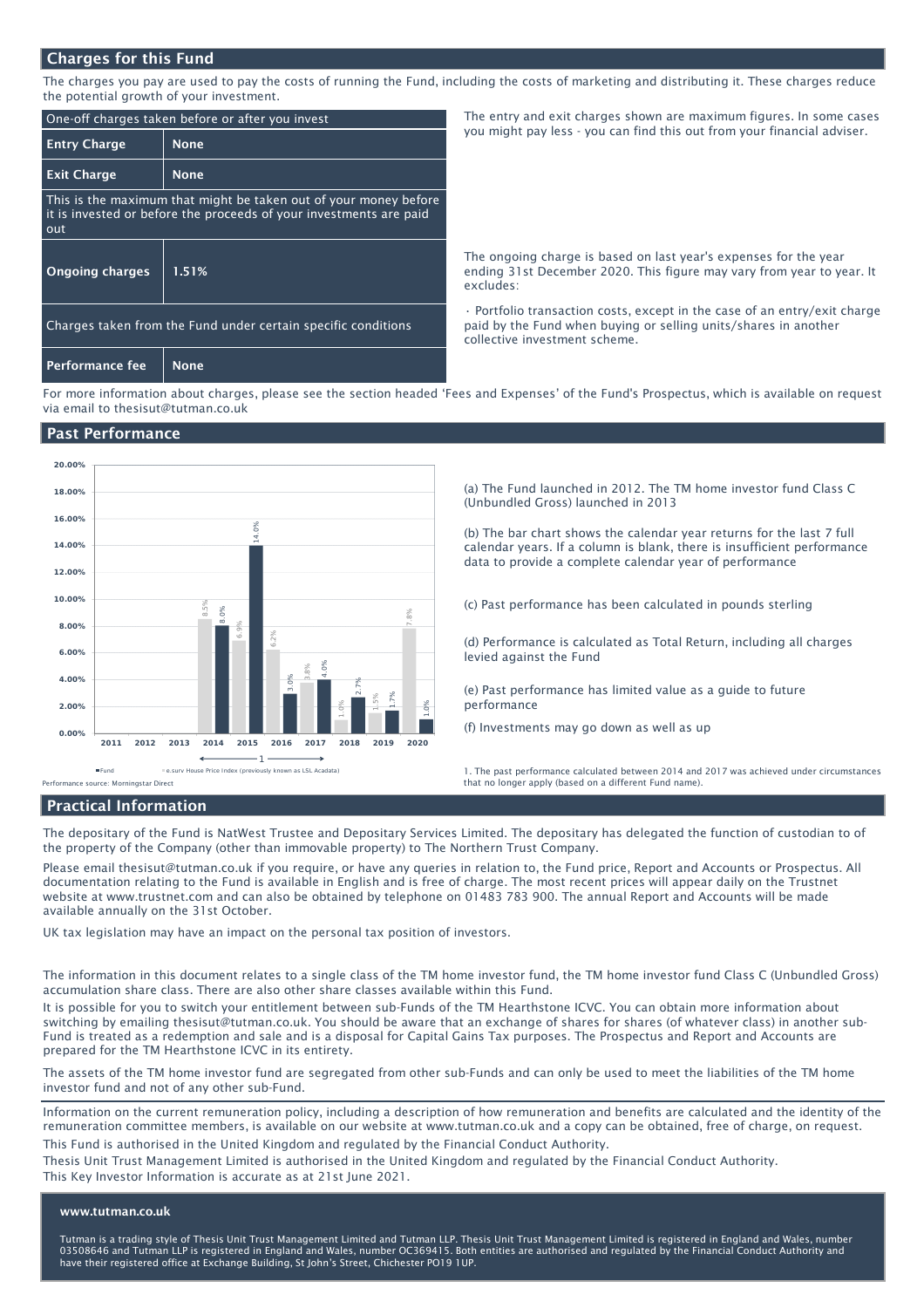## Charges for this Fund

The charges you pay are used to pay the costs of running the Fund, including the costs of marketing and distributing it. These charges reduce the potential growth of your investment.

| One-off charges taken before or after you invest | |
|---|---|
| **Entry Charge** | **None** |
| **Exit Charge** | **None** |
| This is the maximum that might be taken out of your money before it is invested or before the proceeds of your investments are paid out | |
| **Ongoing charges** | **1.51%** |
| Charges taken from the Fund under certain specific conditions | |
| **Performance fee** | **None** |

The entry and exit charges shown are maximum figures. In some cases you might pay less - you can find this out from your financial adviser.

The ongoing charge is based on last year's expenses for the year ending 31st December 2020. This figure may vary from year to year. It excludes:

· Portfolio transaction costs, except in the case of an entry/exit charge paid by the Fund when buying or selling units/shares in another collective investment scheme.

For more information about charges, please see the section headed 'Fees and Expenses' of the Fund's Prospectus, which is available on request via email to thesisut@tutman.co.uk

## Past Performance

20.00%
18.00%
16.00%
14.00%
12.00%
10.00%
8.00%
6.00%
4.00%
2.00%
0.00%

2011 2012 2013 2014 2015 2016 2017 2018 2019 2020

8.5% 8.0% 6.9% 14.0% 6.2% 3.0% 3.8% 4.0% 1.0% 2.7% 1.5% 1.7% 7.8% 1.0%

1

Fund
e.surv House Price Index (previously known as LSL Acadata)

Performance source: Morningstar Direct

(a) The Fund launched in 2012. The TM home investor fund Class C (Unbundled Gross) launched in 2013

(b) The bar chart shows the calendar year returns for the last 7 full calendar years. If a column is blank, there is insufficient performance data to provide a complete calendar year of performance

(c) Past performance has been calculated in pounds sterling

(d) Performance is calculated as Total Return, including all charges levied against the Fund

(e) Past performance has limited value as a guide to future performance

(f) Investments may go down as well as up

1. The past performance calculated between 2014 and 2017 was achieved under circumstances that no longer apply (based on a different Fund name).

## Practical Information

The depositary of the Fund is NatWest Trustee and Depositary Services Limited. The depositary has delegated the function of custodian to of the property of the Company (other than immovable property) to The Northern Trust Company.

Please email thesisut@tutman.co.uk if you require, or have any queries in relation to, the Fund price, Report and Accounts or Prospectus. All documentation relating to the Fund is available in English and is free of charge. The most recent prices will appear daily on the Trustnet website at www.trustnet.com and can also be obtained by telephone on 01483 783 900. The annual Report and Accounts will be made available annually on the 31st October.

UK tax legislation may have an impact on the personal tax position of investors.

The information in this document relates to a single class of the TM home investor fund, the TM home investor fund Class C (Unbundled Gross) accumulation share class. There are also other share classes available within this Fund.

It is possible for you to switch your entitlement between sub-Funds of the TM Hearthstone ICVC. You can obtain more information about switching by emailing thesisut@tutman.co.uk. You should be aware that an exchange of shares for shares (of whatever class) in another sub-Fund is treated as a redemption and sale and is a disposal for Capital Gains Tax purposes. The Prospectus and Report and Accounts are prepared for the TM Hearthstone ICVC in its entirety.

The assets of the TM home investor fund are segregated from other sub-Funds and can only be used to meet the liabilities of the TM home investor fund and not of any other sub-Fund.

Information on the current remuneration policy, including a description of how remuneration and benefits are calculated and the identity of the remuneration committee members, is available on our website at www.tutman.co.uk and a copy can be obtained, free of charge, on request.

This Fund is authorised in the United Kingdom and regulated by the Financial Conduct Authority.

Thesis Unit Trust Management Limited is authorised in the United Kingdom and regulated by the Financial Conduct Authority.

This Key Investor Information is accurate as at 21st June 2021.

**www.tutman.co.uk**

Tutman is a trading style of Thesis Unit Trust Management Limited and Tutman LLP. Thesis Unit Trust Management Limited is registered in England and Wales, number 03508646 and Tutman LLP is registered in England and Wales, number OC369415. Both entities are authorised and regulated by the Financial Conduct Authority and have their registered office at Exchange Building, St John's Street, Chichester PO19 1UP.